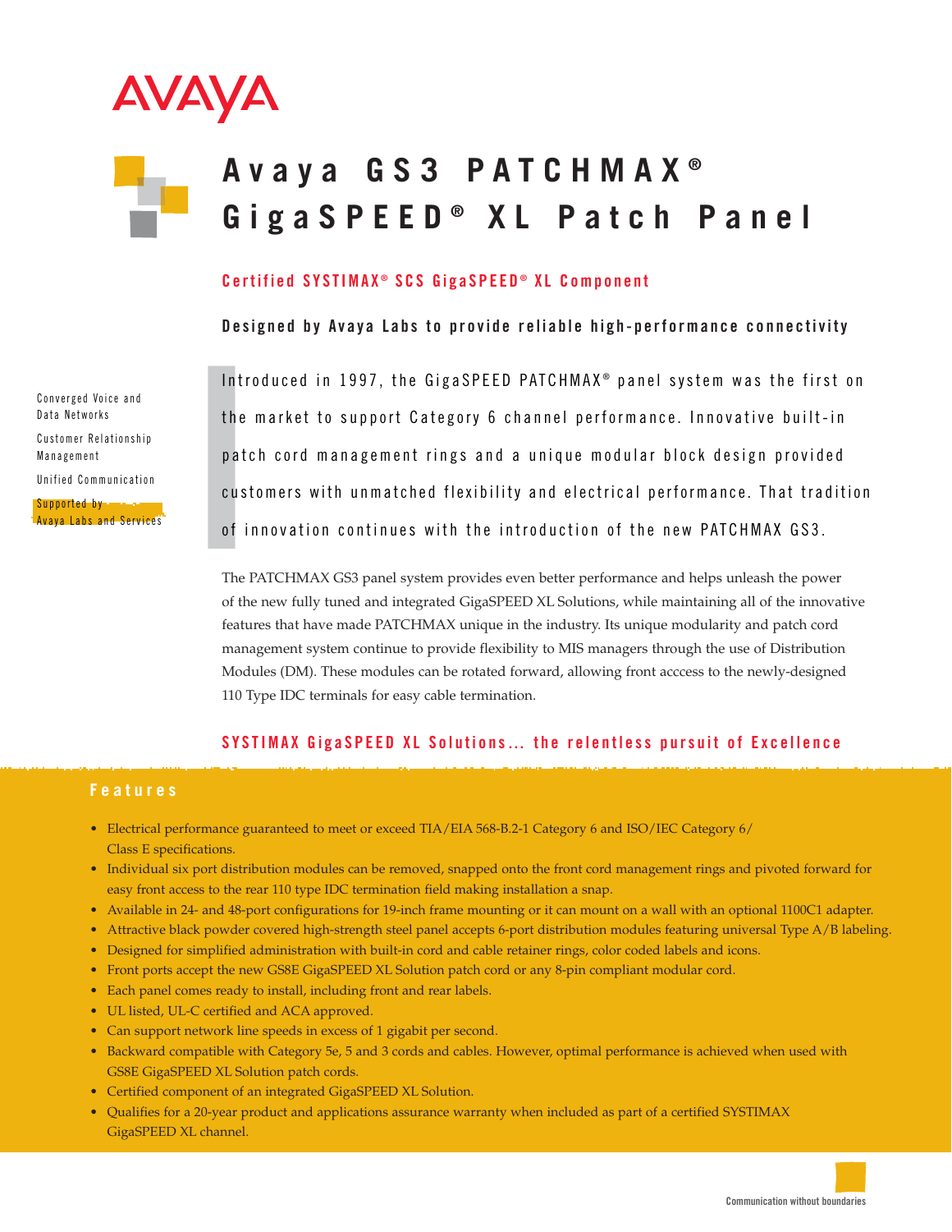AVAYA

# Avaya GS3 PATCHMAX® GigaSPEED® XL Patch Panel

## Certified SYSTIMAX® SCS GigaSPEED® XL Component

**Designed by Avaya Labs to provide reliable high-performance connectivity**

Converged Voice and Data Networks

Customer Relationship Management

Unified Communication

Supported by Avaya Labs and Services

Introduced in 1997, the GigaSPEED PATCHMAX® panel system was the first on the market to support Category 6 channel performance. Innovative built-in patch cord management rings and a unique modular block design provided customers with unmatched flexibility and electrical performance. That tradition of innovation continues with the introduction of the new PATCHMAX GS3.

The PATCHMAX GS3 panel system provides even better performance and helps unleash the power of the new fully tuned and integrated GigaSPEED XL Solutions, while maintaining all of the innovative features that have made PATCHMAX unique in the industry. Its unique modularity and patch cord management system continue to provide flexibility to MIS managers through the use of Distribution Modules (DM). These modules can be rotated forward, allowing front acccess to the newly-designed 110 Type IDC terminals for easy cable termination.

## SYSTIMAX GigaSPEED XL Solutions... the relentless pursuit of Excellence

### Features

- Electrical performance guaranteed to meet or exceed TIA/EIA 568-B.2-1 Category 6 and ISO/IEC Category 6/ Class E specifications.
- Individual six port distribution modules can be removed, snapped onto the front cord management rings and pivoted forward for easy front access to the rear 110 type IDC termination field making installation a snap.
- Available in 24- and 48-port configurations for 19-inch frame mounting or it can mount on a wall with an optional 1100C1 adapter.
- Attractive black powder covered high-strength steel panel accepts 6-port distribution modules featuring universal Type A/B labeling.
- Designed for simplified administration with built-in cord and cable retainer rings, color coded labels and icons.
- Front ports accept the new GS8E GigaSPEED XL Solution patch cord or any 8-pin compliant modular cord.
- Each panel comes ready to install, including front and rear labels.
- UL listed, UL-C certified and ACA approved.
- Can support network line speeds in excess of 1 gigabit per second.
- Backward compatible with Category 5e, 5 and 3 cords and cables. However, optimal performance is achieved when used with GS8E GigaSPEED XL Solution patch cords.
- Certified component of an integrated GigaSPEED XL Solution.
- Qualifies for a 20-year product and applications assurance warranty when included as part of a certified SYSTIMAX GigaSPEED XL channel.

Communication without boundaries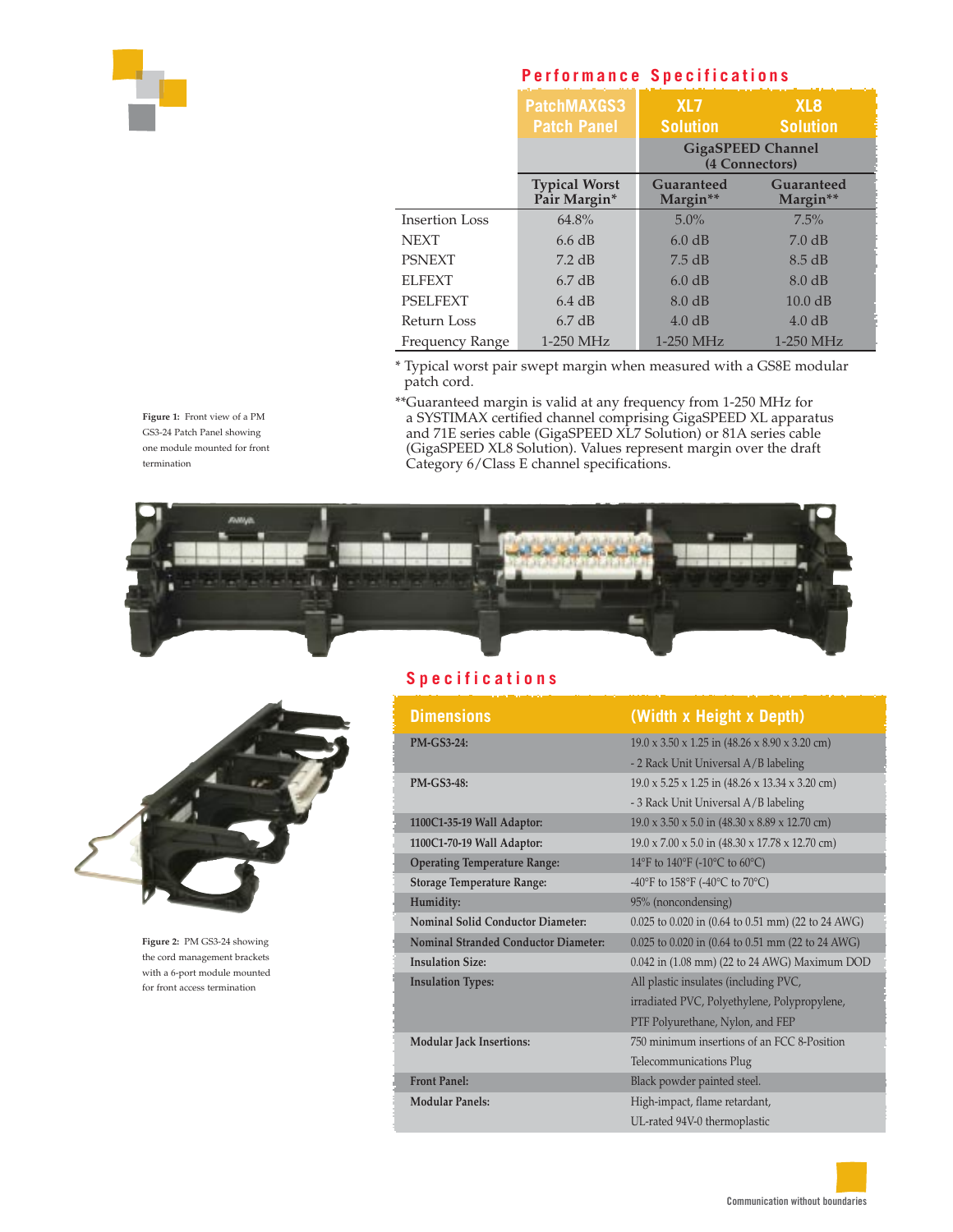## Performance Specifications

| | PatchMAXGS3 Patch Panel | XL7 Solution | XL8 Solution |
|---|---|---|---|
| | | GigaSPEED Channel (4 Connectors) | |
| | Typical Worst Pair Margin* | Guaranteed Margin** | Guaranteed Margin** |
| Insertion Loss | 64.8% | 5.0% | 7.5% |
| NEXT | 6.6 dB | 6.0 dB | 7.0 dB |
| PSNEXT | 7.2 dB | 7.5 dB | 8.5 dB |
| ELFEXT | 6.7 dB | 6.0 dB | 8.0 dB |
| PSELFEXT | 6.4 dB | 8.0 dB | 10.0 dB |
| Return Loss | 6.7 dB | 4.0 dB | 4.0 dB |
| Frequency Range | 1-250 MHz | 1-250 MHz | 1-250 MHz |

* Typical worst pair swept margin when measured with a GS8E modular patch cord.

**Guaranteed margin is valid at any frequency from 1-250 MHz for a SYSTIMAX certified channel comprising GigaSPEED XL apparatus and 71E series cable (GigaSPEED XL7 Solution) or 81A series cable (GigaSPEED XL8 Solution). Values represent margin over the draft Category 6/Class E channel specifications.

**Figure 1:** Front view of a PM GS3-24 Patch Panel showing one module mounted for front termination

**Figure 2:** PM GS3-24 showing the cord management brackets with a 6-port module mounted for front access termination

## Specifications

| Dimensions | (Width x Height x Depth) |
|---|---|
| **PM-GS3-24:** | 19.0 x 3.50 x 1.25 in (48.26 x 8.90 x 3.20 cm)<br>- 2 Rack Unit Universal A/B labeling |
| **PM-GS3-48:** | 19.0 x 5.25 x 1.25 in (48.26 x 13.34 x 3.20 cm)<br>- 3 Rack Unit Universal A/B labeling |
| **1100C1-35-19 Wall Adaptor:** | 19.0 x 3.50 x 5.0 in (48.30 x 8.89 x 12.70 cm) |
| **1100C1-70-19 Wall Adaptor:** | 19.0 x 7.00 x 5.0 in (48.30 x 17.78 x 12.70 cm) |
| **Operating Temperature Range:** | 14°F to 140°F (-10°C to 60°C) |
| **Storage Temperature Range:** | -40°F to 158°F (-40°C to 70°C) |
| **Humidity:** | 95% (noncondensing) |
| **Nominal Solid Conductor Diameter:** | 0.025 to 0.020 in (0.64 to 0.51 mm) (22 to 24 AWG) |
| **Nominal Stranded Conductor Diameter:** | 0.025 to 0.020 in (0.64 to 0.51 mm (22 to 24 AWG) |
| **Insulation Size:** | 0.042 in (1.08 mm) (22 to 24 AWG) Maximum DOD |
| **Insulation Types:** | All plastic insulates (including PVC, irradiated PVC, Polyethylene, Polypropylene, PTF Polyurethane, Nylon, and FEP |
| **Modular Jack Insertions:** | 750 minimum insertions of an FCC 8-Position Telecommunications Plug |
| **Front Panel:** | Black powder painted steel. |
| **Modular Panels:** | High-impact, flame retardant, UL-rated 94V-0 thermoplastic |

Communication without boundaries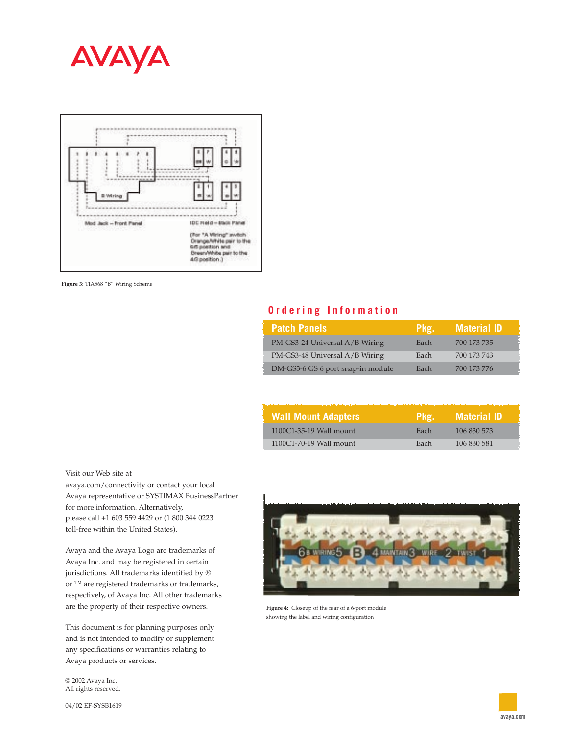AVAYA

Mod Jack – Front Panel

B Wiring

IDC Field – Back Panel

(For "A Wiring" switch Orange/White pair to the 6/8 position and Green/White pair to the 4/3 position.)

**Figure 3:** TIA568 "B" Wiring Scheme

## Ordering Information

| Patch Panels | Pkg. | Material ID |
|---|---|---|
| PM-GS3-24 Universal A/B Wiring | Each | 700 173 735 |
| PM-GS3-48 Universal A/B Wiring | Each | 700 173 743 |
| DM-GS3-6 GS 6 port snap-in module | Each | 700 173 776 |

| Wall Mount Adapters | Pkg. | Material ID |
|---|---|---|
| 1100C1-35-19 Wall mount | Each | 106 830 573 |
| 1100C1-70-19 Wall mount | Each | 106 830 581 |

6 B WIRING 5 B 4 MAINTAIN 3 WIRE 2 TWIST 1

**Figure 4:** Closeup of the rear of a 6-port module showing the label and wiring configuration

Visit our Web site at avaya.com/connectivity or contact your local Avaya representative or SYSTIMAX BusinessPartner for more information. Alternatively, please call +1 603 559 4429 or (1 800 344 0223 toll-free within the United States).

Avaya and the Avaya Logo are trademarks of Avaya Inc. and may be registered in certain jurisdictions. All trademarks identified by ® or ™ are registered trademarks or trademarks, respectively, of Avaya Inc. All other trademarks are the property of their respective owners.

This document is for planning purposes only and is not intended to modify or supplement any specifications or warranties relating to Avaya products or services.

© 2002 Avaya Inc.
All rights reserved.

04/02 EF-SYSB1619

avaya.com